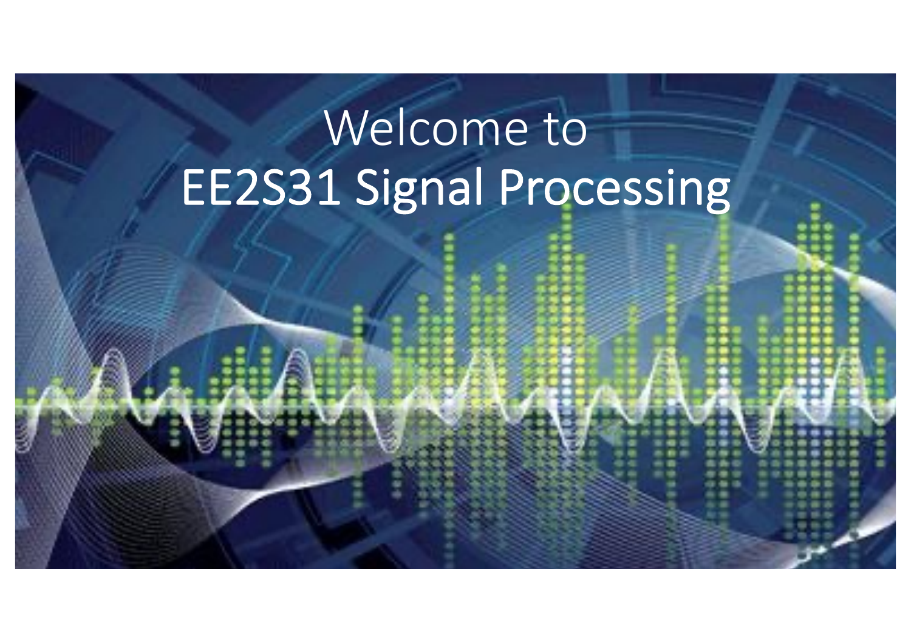# Welcome to EE2S31 Signal Processing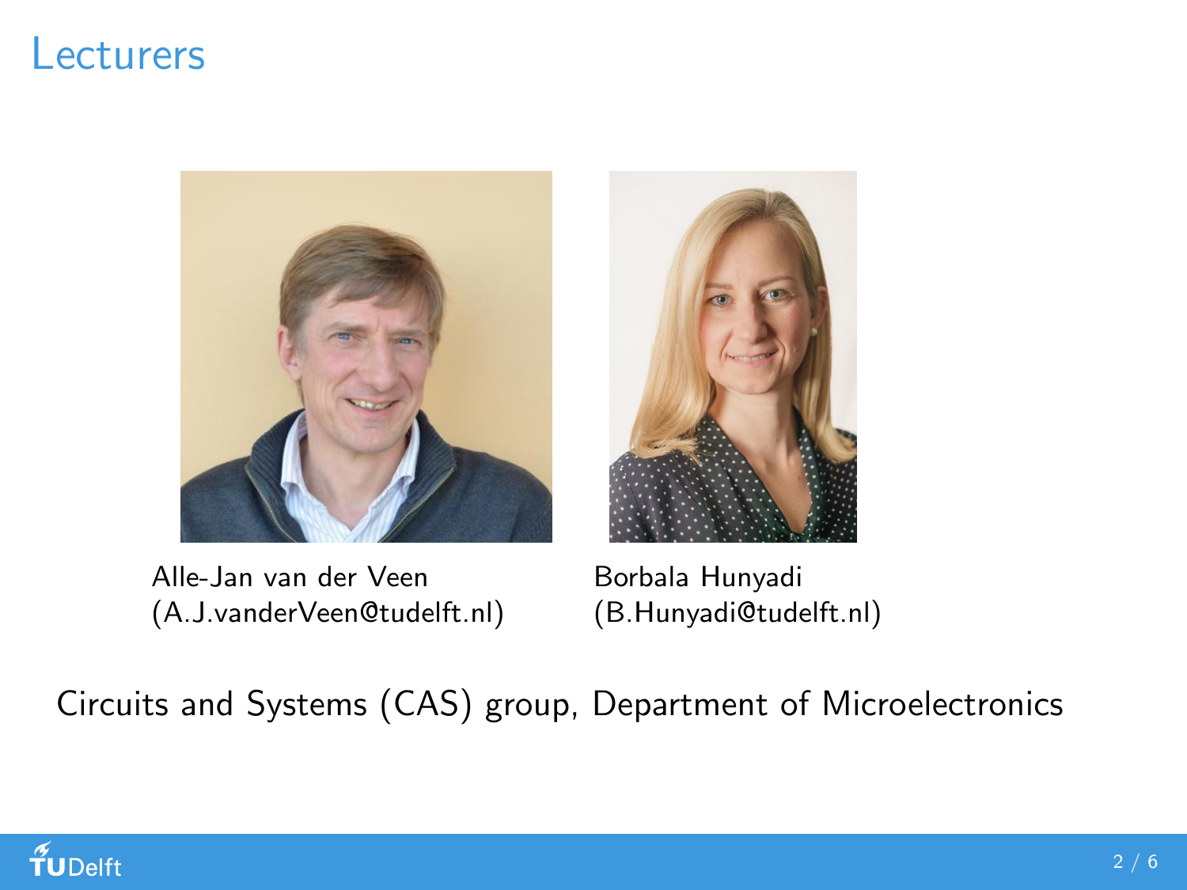# Lecturers

Alle-Jan van der Veen
(A.J.vanderVeen@tudelft.nl)

Borbala Hunyadi
(B.Hunyadi@tudelft.nl)

Circuits and Systems (CAS) group, Department of Microelectronics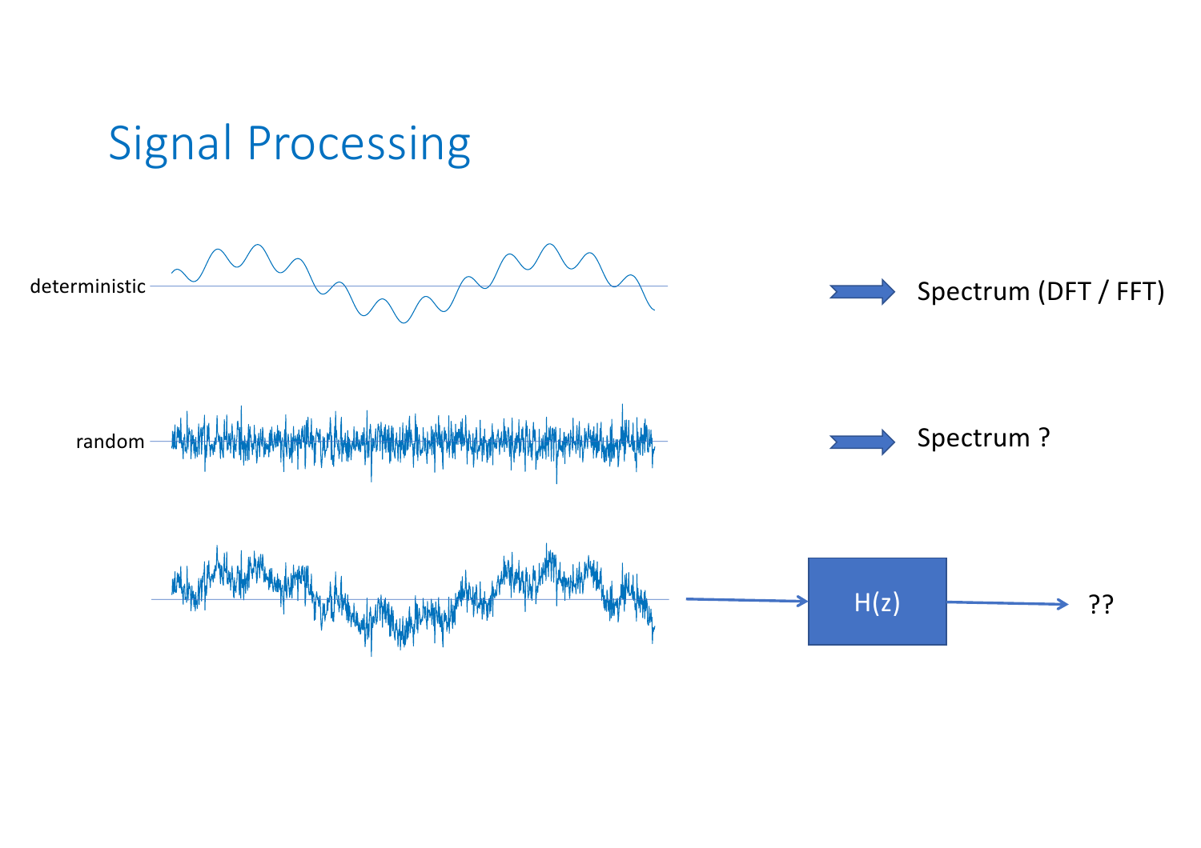# Signal Processing

deterministic → Spectrum (DFT / FFT)

random → Spectrum ?

→ $H(z)$ → ??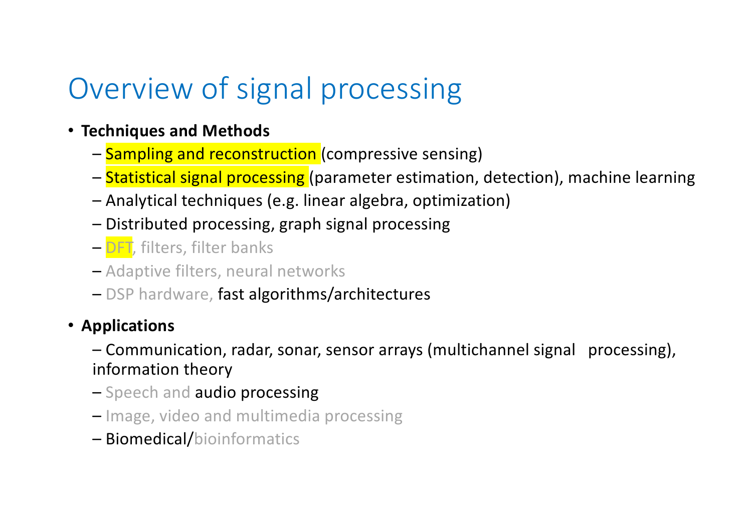# Overview of signal processing

- **Techniques and Methods**
  - Sampling and reconstruction (compressive sensing)
  - Statistical signal processing (parameter estimation, detection), machine learning
  - Analytical techniques (e.g. linear algebra, optimization)
  - Distributed processing, graph signal processing
  - DFT, filters, filter banks
  - Adaptive filters, neural networks
  - DSP hardware, fast algorithms/architectures
- **Applications**
  - Communication, radar, sonar, sensor arrays (multichannel signal processing), information theory
  - Speech and audio processing
  - Image, video and multimedia processing
  - Biomedical/bioinformatics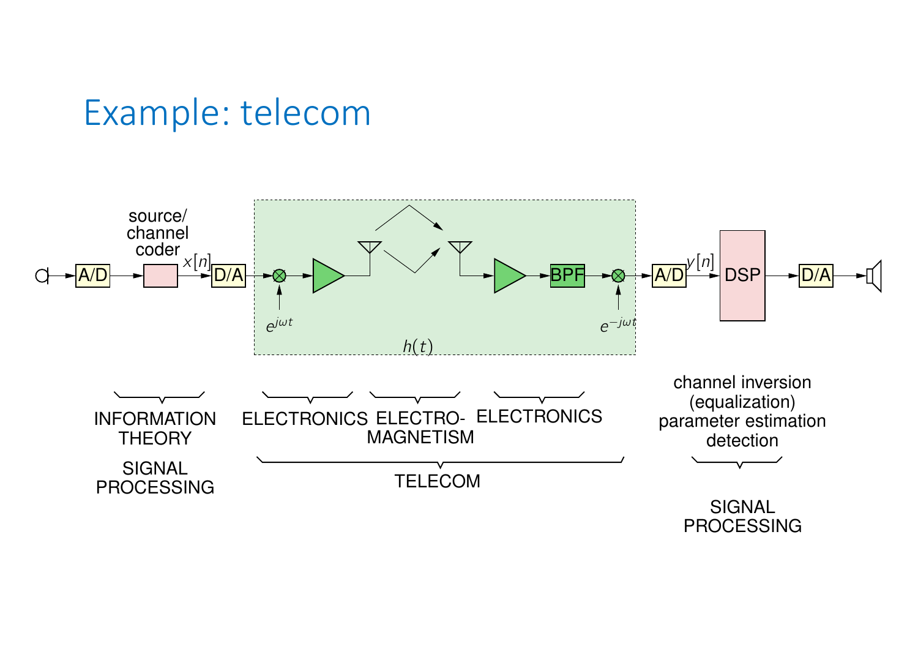# Example: telecom

source/channel coder

$x[n]$

A/D → source/channel coder → D/A → $e^{j\omega t}$ → ELECTRONICS → ELECTROMAGNETISM → ELECTRONICS → BPF → $e^{-j\omega t}$ → A/D → $y[n]$ → DSP → D/A

$h(t)$

INFORMATION THEORY

SIGNAL PROCESSING

ELECTRONICS

ELECTRO-MAGNETISM

ELECTRONICS

TELECOM

channel inversion (equalization) parameter estimation detection

SIGNAL PROCESSING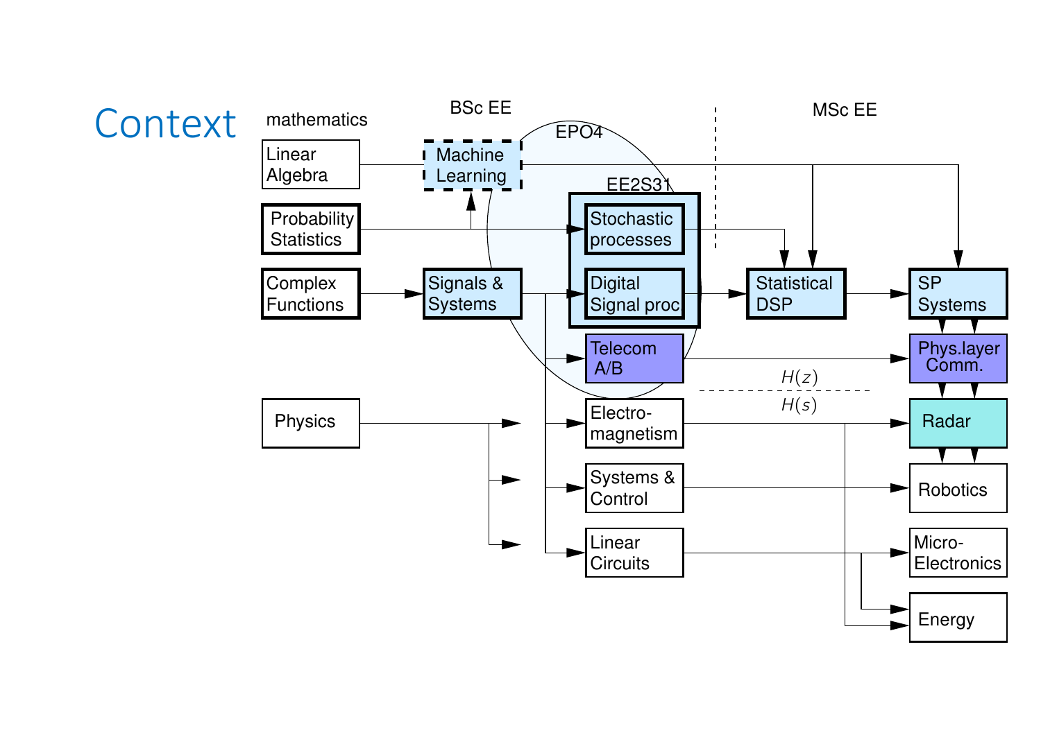# Context

mathematics

BSc EE

MSc EE

EPO4

EE2S31

Linear Algebra

Probability Statistics

Complex Functions

Physics

Machine Learning

Signals & Systems

Stochastic processes

Digital Signal proc

Telecom A/B

Electro-magnetism

Systems & Control

Linear Circuits

Statistical DSP

SP Systems

Phys.layer Comm.

Radar

Robotics

Micro-Electronics

Energy

$H(z)$

$H(s)$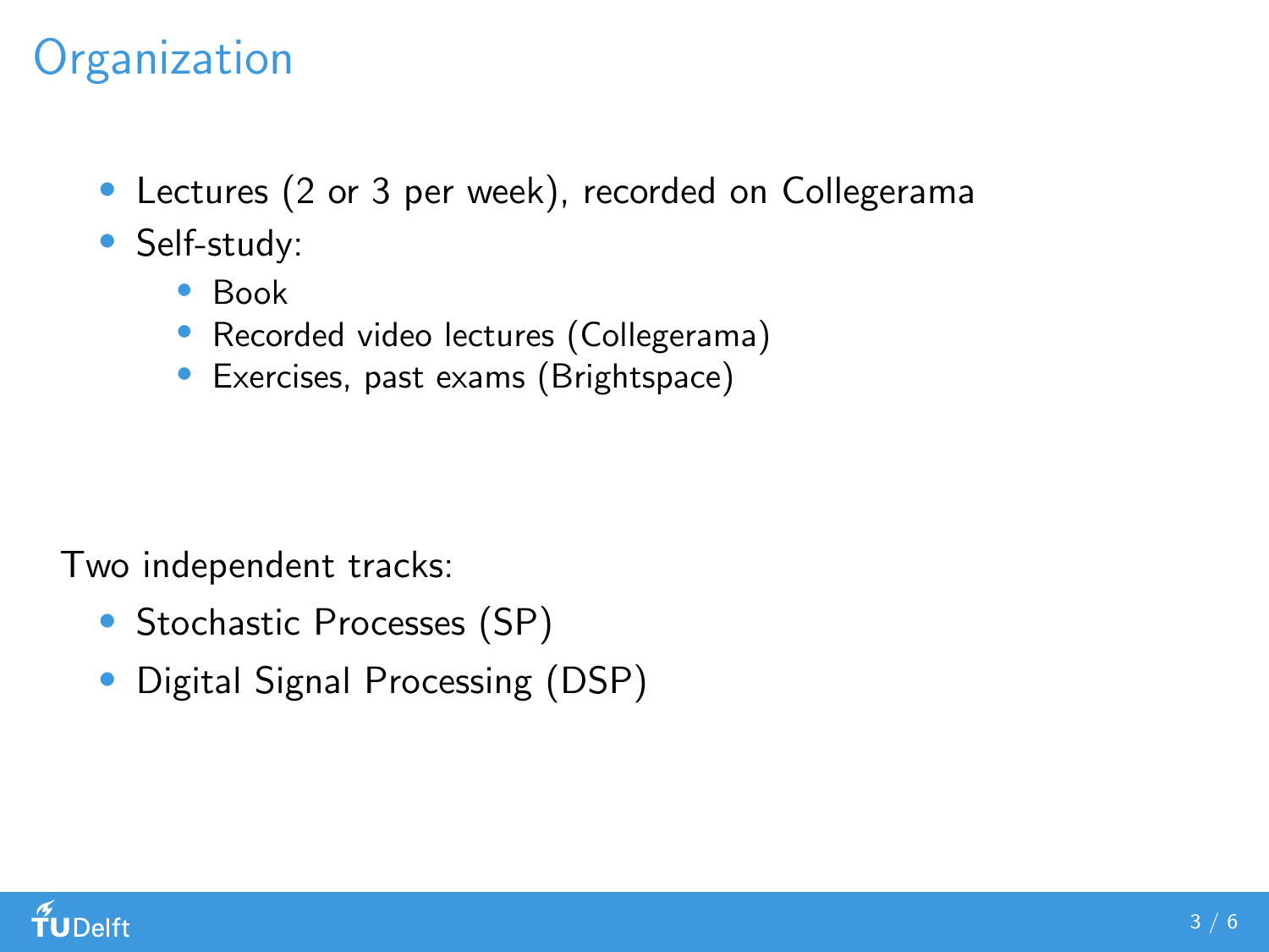# Organization

- Lectures (2 or 3 per week), recorded on Collegerama
- Self-study:
  - Book
  - Recorded video lectures (Collegerama)
  - Exercises, past exams (Brightspace)

Two independent tracks:

- Stochastic Processes (SP)
- Digital Signal Processing (DSP)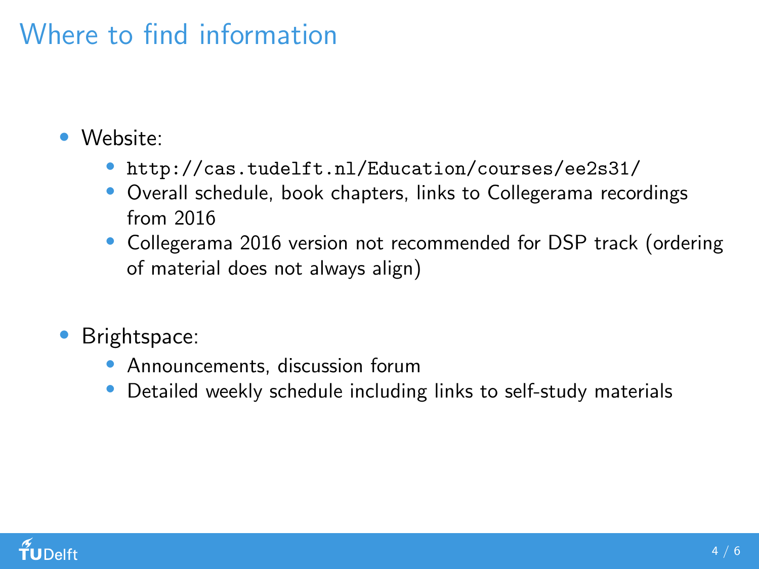# Where to find information

- Website:
  - `http://cas.tudelft.nl/Education/courses/ee2s31/`
  - Overall schedule, book chapters, links to Collegerama recordings from 2016
  - Collegerama 2016 version not recommended for DSP track (ordering of material does not always align)
- Brightspace:
  - Announcements, discussion forum
  - Detailed weekly schedule including links to self-study materials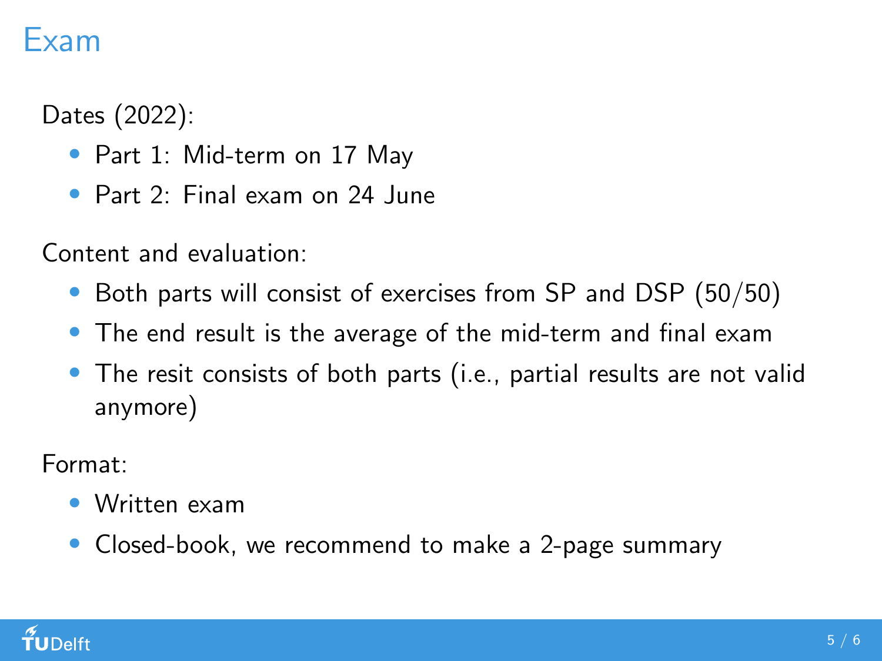# Exam

Dates (2022):

- Part 1: Mid-term on 17 May
- Part 2: Final exam on 24 June

Content and evaluation:

- Both parts will consist of exercises from SP and DSP (50/50)
- The end result is the average of the mid-term and final exam
- The resit consists of both parts (i.e., partial results are not valid anymore)

Format:

- Written exam
- Closed-book, we recommend to make a 2-page summary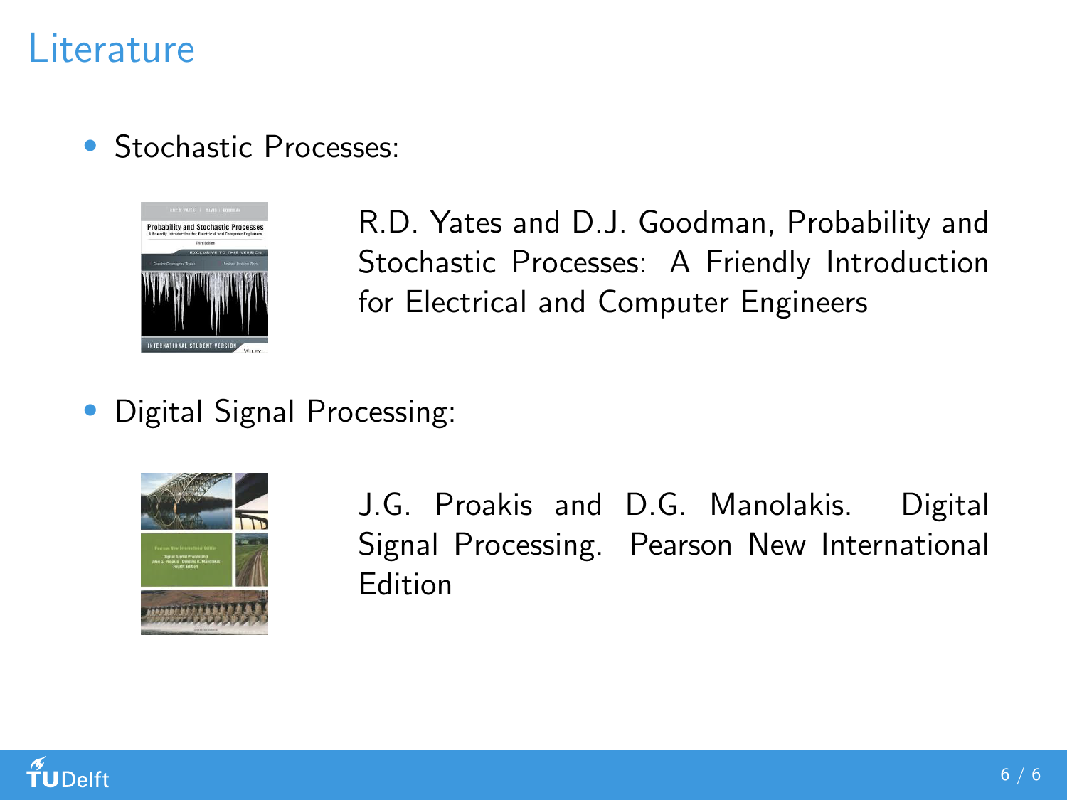# Literature

- Stochastic Processes:

  R.D. Yates and D.J. Goodman, Probability and Stochastic Processes: A Friendly Introduction for Electrical and Computer Engineers

- Digital Signal Processing:

  J.G. Proakis and D.G. Manolakis. Digital Signal Processing. Pearson New International Edition